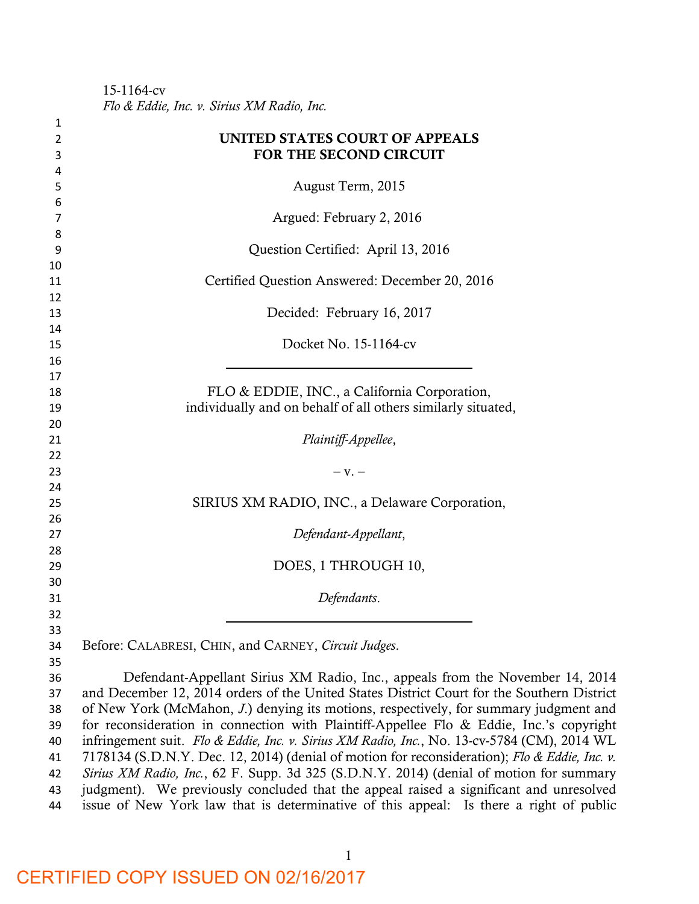15-1164-cv
*Flo & Eddie, Inc. v. Sirius XM Radio, Inc.*

**UNITED STATES COURT OF APPEALS**
**FOR THE SECOND CIRCUIT**

August Term, 2015

Argued: February 2, 2016

Question Certified: April 13, 2016

Certified Question Answered: December 20, 2016

Decided: February 16, 2017

Docket No. 15-1164-cv

---

FLO & EDDIE, INC., a California Corporation,
individually and on behalf of all others similarly situated,

*Plaintiff-Appellee*,

– v. –

SIRIUS XM RADIO, INC., a Delaware Corporation,

*Defendant-Appellant*,

DOES, 1 THROUGH 10,

*Defendants*.

---

Before: CALABRESI, CHIN, and CARNEY, *Circuit Judges*.

Defendant-Appellant Sirius XM Radio, Inc., appeals from the November 14, 2014 and December 12, 2014 orders of the United States District Court for the Southern District of New York (McMahon, *J.*) denying its motions, respectively, for summary judgment and for reconsideration in connection with Plaintiff-Appellee Flo & Eddie, Inc.'s copyright infringement suit. *Flo & Eddie, Inc. v. Sirius XM Radio, Inc.*, No. 13-cv-5784 (CM), 2014 WL 7178134 (S.D.N.Y. Dec. 12, 2014) (denial of motion for reconsideration); *Flo & Eddie, Inc. v. Sirius XM Radio, Inc.*, 62 F. Supp. 3d 325 (S.D.N.Y. 2014) (denial of motion for summary judgment). We previously concluded that the appeal raised a significant and unresolved issue of New York law that is determinative of this appeal: Is there a right of public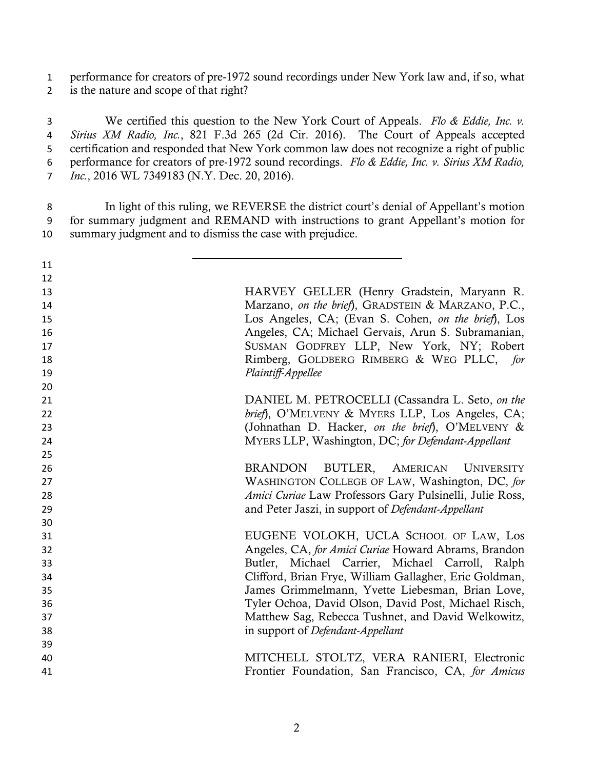performance for creators of pre-1972 sound recordings under New York law and, if so, what is the nature and scope of that right?

We certified this question to the New York Court of Appeals. *Flo & Eddie, Inc. v. Sirius XM Radio, Inc.*, 821 F.3d 265 (2d Cir. 2016). The Court of Appeals accepted certification and responded that New York common law does not recognize a right of public performance for creators of pre-1972 sound recordings. *Flo & Eddie, Inc. v. Sirius XM Radio, Inc.*, 2016 WL 7349183 (N.Y. Dec. 20, 2016).

In light of this ruling, we REVERSE the district court's denial of Appellant's motion for summary judgment and REMAND with instructions to grant Appellant's motion for summary judgment and to dismiss the case with prejudice.

---

HARVEY GELLER (Henry Gradstein, Maryann R. Marzano, *on the brief*), GRADSTEIN & MARZANO, P.C., Los Angeles, CA; (Evan S. Cohen, *on the brief*), Los Angeles, CA; Michael Gervais, Arun S. Subramanian, SUSMAN GODFREY LLP, New York, NY; Robert Rimberg, GOLDBERG RIMBERG & WEG PLLC, *for Plaintiff-Appellee*

DANIEL M. PETROCELLI (Cassandra L. Seto, *on the brief*), O'MELVENY & MYERS LLP, Los Angeles, CA; (Johnathan D. Hacker, *on the brief*), O'MELVENY & MYERS LLP, Washington, DC; *for Defendant-Appellant*

BRANDON BUTLER, AMERICAN UNIVERSITY WASHINGTON COLLEGE OF LAW, Washington, DC, *for Amici Curiae* Law Professors Gary Pulsinelli, Julie Ross, and Peter Jaszi, in support of *Defendant-Appellant*

EUGENE VOLOKH, UCLA SCHOOL OF LAW, Los Angeles, CA, *for Amici Curiae* Howard Abrams, Brandon Butler, Michael Carrier, Michael Carroll, Ralph Clifford, Brian Frye, William Gallagher, Eric Goldman, James Grimmelmann, Yvette Liebesman, Brian Love, Tyler Ochoa, David Olson, David Post, Michael Risch, Matthew Sag, Rebecca Tushnet, and David Welkowitz, in support of *Defendant-Appellant*

MITCHELL STOLTZ, VERA RANIERI, Electronic Frontier Foundation, San Francisco, CA, *for Amicus*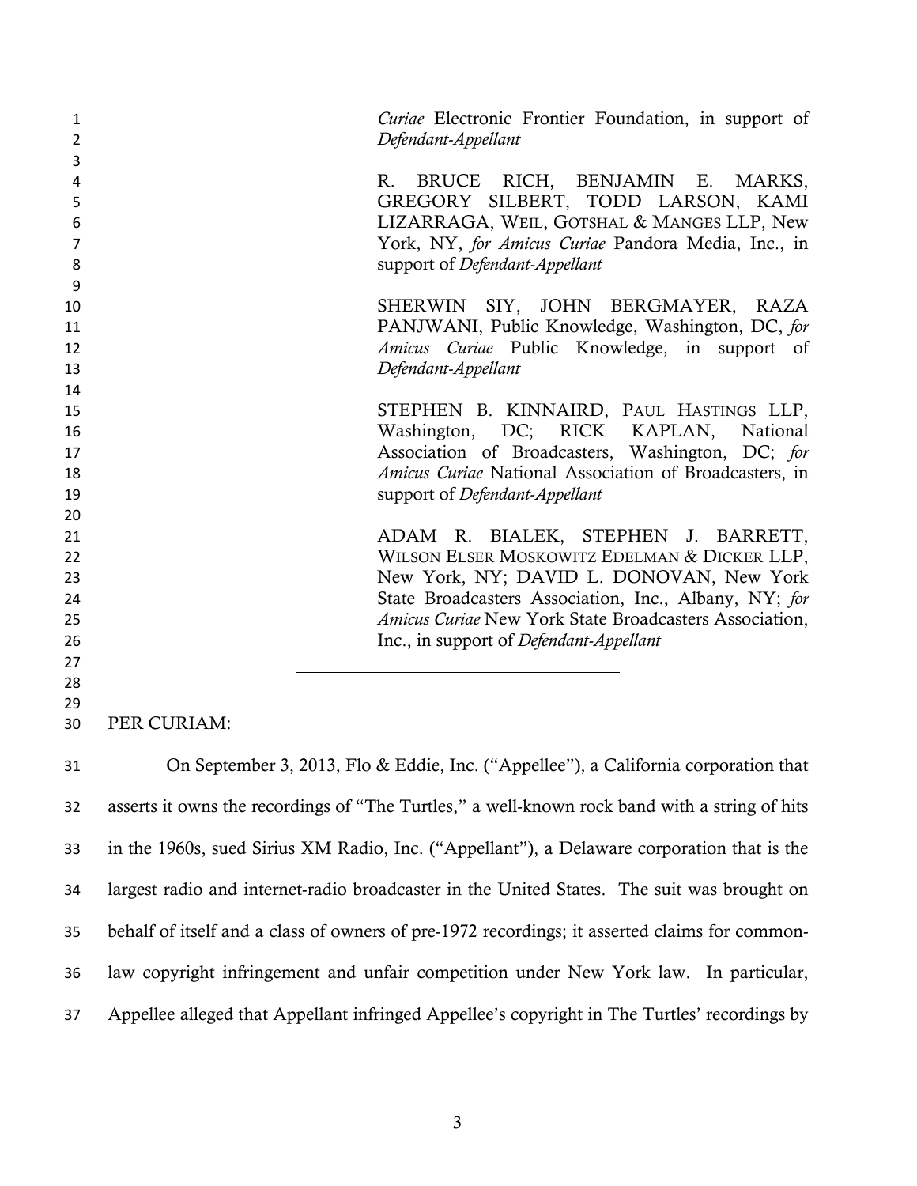*Curiae* Electronic Frontier Foundation, in support of *Defendant-Appellant*

R. BRUCE RICH, BENJAMIN E. MARKS, GREGORY SILBERT, TODD LARSON, KAMI LIZARRAGA, WEIL, GOTSHAL & MANGES LLP, New York, NY, *for Amicus Curiae* Pandora Media, Inc., in support of *Defendant-Appellant*

SHERWIN SIY, JOHN BERGMAYER, RAZA PANJWANI, Public Knowledge, Washington, DC, *for Amicus Curiae* Public Knowledge, in support of *Defendant-Appellant*

STEPHEN B. KINNAIRD, PAUL HASTINGS LLP, Washington, DC; RICK KAPLAN, National Association of Broadcasters, Washington, DC; *for Amicus Curiae* National Association of Broadcasters, in support of *Defendant-Appellant*

ADAM R. BIALEK, STEPHEN J. BARRETT, WILSON ELSER MOSKOWITZ EDELMAN & DICKER LLP, New York, NY; DAVID L. DONOVAN, New York State Broadcasters Association, Inc., Albany, NY; *for Amicus Curiae* New York State Broadcasters Association, Inc., in support of *Defendant-Appellant*

---

PER CURIAM:

On September 3, 2013, Flo & Eddie, Inc. ("Appellee"), a California corporation that asserts it owns the recordings of "The Turtles," a well-known rock band with a string of hits in the 1960s, sued Sirius XM Radio, Inc. ("Appellant"), a Delaware corporation that is the largest radio and internet-radio broadcaster in the United States. The suit was brought on behalf of itself and a class of owners of pre-1972 recordings; it asserted claims for common-law copyright infringement and unfair competition under New York law. In particular, Appellee alleged that Appellant infringed Appellee's copyright in The Turtles' recordings by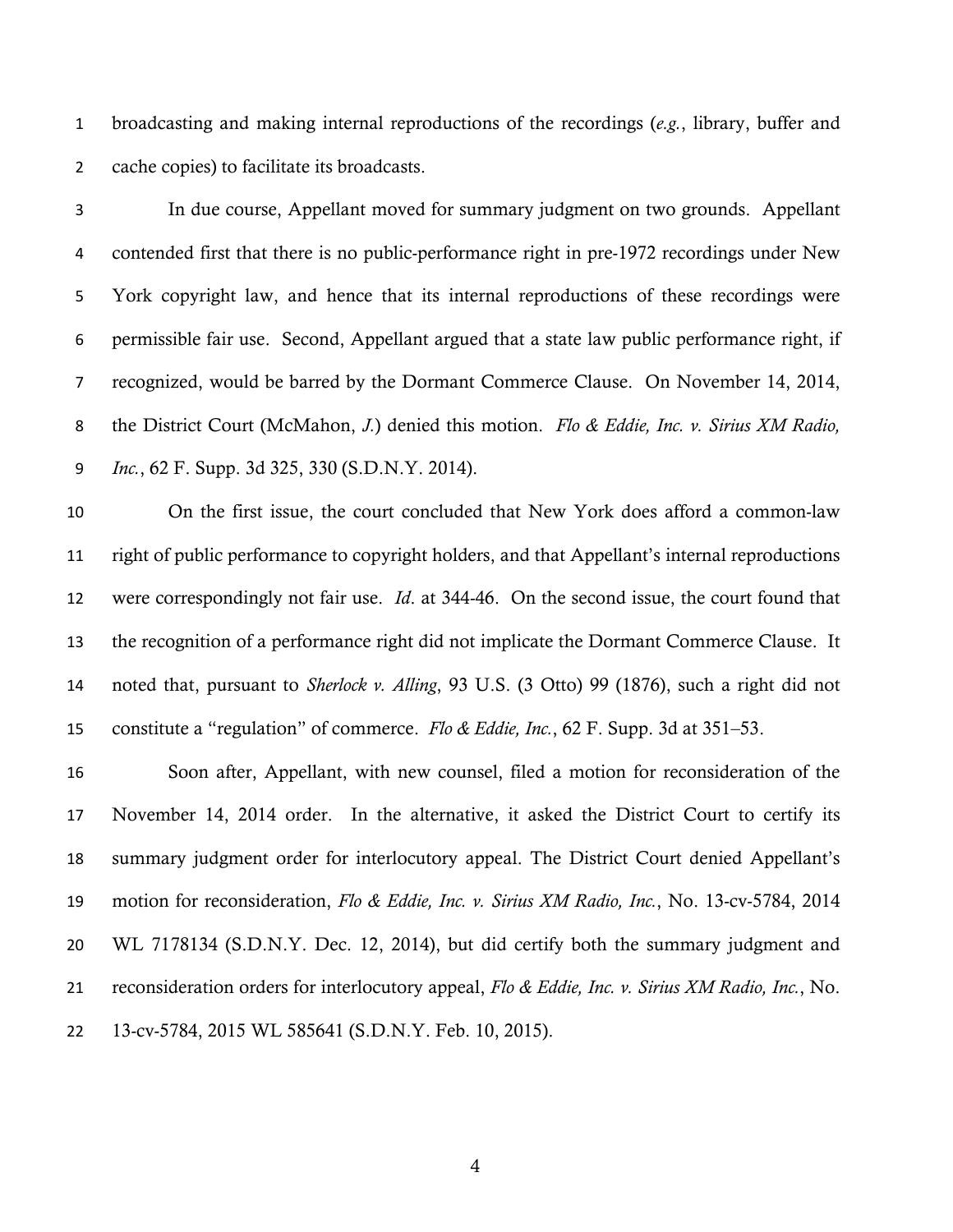broadcasting and making internal reproductions of the recordings (*e.g.*, library, buffer and cache copies) to facilitate its broadcasts.

In due course, Appellant moved for summary judgment on two grounds. Appellant contended first that there is no public-performance right in pre-1972 recordings under New York copyright law, and hence that its internal reproductions of these recordings were permissible fair use. Second, Appellant argued that a state law public performance right, if recognized, would be barred by the Dormant Commerce Clause. On November 14, 2014, the District Court (McMahon, *J.*) denied this motion. *Flo & Eddie, Inc. v. Sirius XM Radio, Inc.*, 62 F. Supp. 3d 325, 330 (S.D.N.Y. 2014).

On the first issue, the court concluded that New York does afford a common-law right of public performance to copyright holders, and that Appellant's internal reproductions were correspondingly not fair use. *Id*. at 344-46. On the second issue, the court found that the recognition of a performance right did not implicate the Dormant Commerce Clause. It noted that, pursuant to *Sherlock v. Alling*, 93 U.S. (3 Otto) 99 (1876), such a right did not constitute a "regulation" of commerce. *Flo & Eddie, Inc.*, 62 F. Supp. 3d at 351–53.

Soon after, Appellant, with new counsel, filed a motion for reconsideration of the November 14, 2014 order. In the alternative, it asked the District Court to certify its summary judgment order for interlocutory appeal. The District Court denied Appellant's motion for reconsideration, *Flo & Eddie, Inc. v. Sirius XM Radio, Inc.*, No. 13-cv-5784, 2014 WL 7178134 (S.D.N.Y. Dec. 12, 2014), but did certify both the summary judgment and reconsideration orders for interlocutory appeal, *Flo & Eddie, Inc. v. Sirius XM Radio, Inc.*, No. 13-cv-5784, 2015 WL 585641 (S.D.N.Y. Feb. 10, 2015).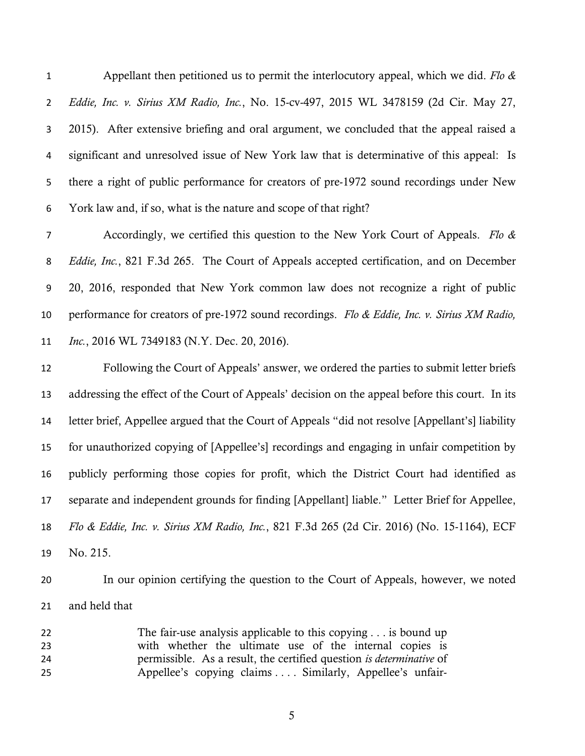Appellant then petitioned us to permit the interlocutory appeal, which we did. *Flo & Eddie, Inc. v. Sirius XM Radio, Inc.*, No. 15-cv-497, 2015 WL 3478159 (2d Cir. May 27, 2015). After extensive briefing and oral argument, we concluded that the appeal raised a significant and unresolved issue of New York law that is determinative of this appeal: Is there a right of public performance for creators of pre-1972 sound recordings under New York law and, if so, what is the nature and scope of that right?

Accordingly, we certified this question to the New York Court of Appeals. *Flo & Eddie, Inc.*, 821 F.3d 265. The Court of Appeals accepted certification, and on December 20, 2016, responded that New York common law does not recognize a right of public performance for creators of pre-1972 sound recordings. *Flo & Eddie, Inc. v. Sirius XM Radio, Inc.*, 2016 WL 7349183 (N.Y. Dec. 20, 2016).

Following the Court of Appeals' answer, we ordered the parties to submit letter briefs addressing the effect of the Court of Appeals' decision on the appeal before this court. In its letter brief, Appellee argued that the Court of Appeals "did not resolve [Appellant's] liability for unauthorized copying of [Appellee's] recordings and engaging in unfair competition by publicly performing those copies for profit, which the District Court had identified as separate and independent grounds for finding [Appellant] liable." Letter Brief for Appellee, *Flo & Eddie, Inc. v. Sirius XM Radio, Inc.*, 821 F.3d 265 (2d Cir. 2016) (No. 15-1164), ECF No. 215.

In our opinion certifying the question to the Court of Appeals, however, we noted and held that

> The fair-use analysis applicable to this copying . . . is bound up with whether the ultimate use of the internal copies is permissible. As a result, the certified question *is determinative* of Appellee's copying claims . . . . Similarly, Appellee's unfair-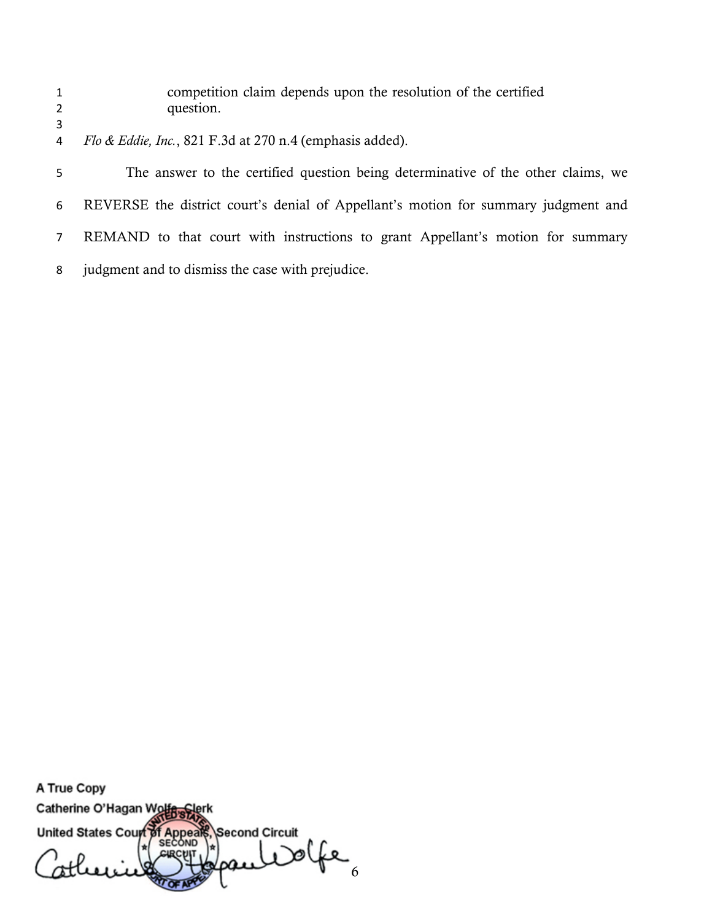> competition claim depends upon the resolution of the certified question.

*Flo & Eddie, Inc.*, 821 F.3d at 270 n.4 (emphasis added).

The answer to the certified question being determinative of the other claims, we REVERSE the district court's denial of Appellant's motion for summary judgment and REMAND to that court with instructions to grant Appellant's motion for summary judgment and to dismiss the case with prejudice.

A True Copy
Catherine O'Hagan Wolfe, Clerk
United States Court of Appeals, Second Circuit